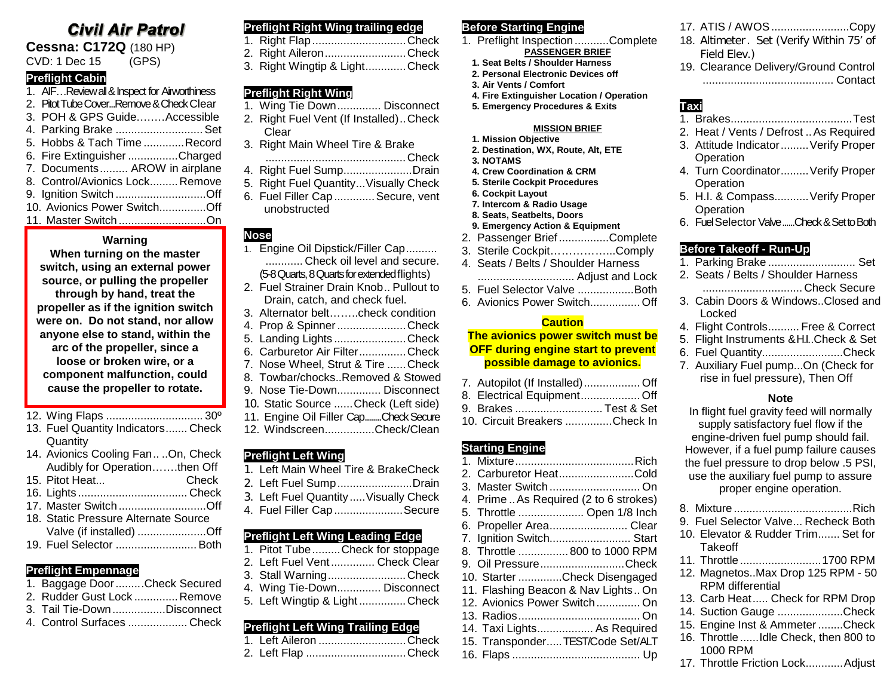# Civil Air Patrol

**Cessna: C172Q** (180 HP)
CVD: 1 Dec 15 (GPS)

## Preflight Cabin

1. AIF…Review all & Inspect for Airworthiness
2. Pitot Tube Cover...Remove & Check Clear
3. POH & GPS Guide……..Accessible
4. Parking Brake ............................ Set
5. Hobbs & Tach Time .............Record
6. Fire Extinguisher ................Charged
7. Documents......... AROW in airplane
8. Control/Avionics Lock......... Remove
9. Ignition Switch .............................Off
10. Avionics Power Switch...............Off
11. Master Switch ............................On

> **Warning**
>
> **When turning on the master switch, using an external power source, or pulling the propeller through by hand, treat the propeller as if the ignition switch were on. Do not stand, nor allow anyone else to stand, within the arc of the propeller, since a loose or broken wire, or a component malfunction, could cause the propeller to rotate.**

12. Wing Flaps ............................... 30º
13. Fuel Quantity Indicators....... Check Quantity
14. Avionics Cooling Fan.. ..On, Check Audibly for Operation…….then Off
15. Pitot Heat... Check
16. Lights ................................... Check
17. Master Switch ............................Off
18. Static Pressure Alternate Source Valve (if installed) ......................Off
19. Fuel Selector .......................... Both

## Preflight Empennage

1. Baggage Door .........Check Secured
2. Rudder Gust Lock ..............Remove
3. Tail Tie-Down .................Disconnect
4. Control Surfaces ................... Check

## Preflight Right Wing trailing edge

1. Right Flap ..............................Check
2. Right Aileron ...........................Check
3. Right Wingtip & Light.............Check

## Preflight Right Wing

1. Wing Tie Down.............. Disconnect
2. Right Fuel Vent (If Installed)..Check Clear
3. Right Main Wheel Tire & Brake .............................................Check
4. Right Fuel Sump......................Drain
5. Right Fuel Quantity...Visually Check
6. Fuel Filler Cap .............Secure, vent unobstructed

## Nose

1. Engine Oil Dipstick/Filler Cap.......... ............ Check oil level and secure. (5-8 Quarts, 8 Quarts for extended flights)
2. Fuel Strainer Drain Knob.. Pullout to Drain, catch, and check fuel.
3. Alternator belt……..check condition
4. Prop & Spinner ......................Check
5. Landing Lights .......................Check
6. Carburetor Air Filter...............Check
7. Nose Wheel, Strut & Tire ...... Check
8. Towbar/chocks..Removed & Stowed
9. Nose Tie-Down.............. Disconnect
10. Static Source ......Check (Left side)
11. Engine Oil Filler Cap........Check Secure
12. Windscreen................Check/Clean

## Preflight Left Wing

1. Left Main Wheel Tire & BrakeCheck
2. Left Fuel Sump........................Drain
3. Left Fuel Quantity .....Visually Check
4. Fuel Filler Cap ......................Secure

## Preflight Left Wing Leading Edge

1. Pitot Tube .........Check for stoppage
2. Left Fuel Vent .............. Check Clear
3. Stall Warning.........................Check
4. Wing Tie-Down.............. Disconnect
5. Left Wingtip & Light...............Check

## Preflight Left Wing Trailing Edge

1. Left Aileron ............................Check
2. Left Flap ................................Check

## Before Starting Engine

1. Preflight Inspection ...........Complete

**PASSENGER BRIEF**

**1. Seat Belts / Shoulder Harness**
**2. Personal Electronic Devices off**
**3. Air Vents / Comfort**
**4. Fire Extinguisher Location / Operation**
**5. Emergency Procedures & Exits**

**MISSION BRIEF**

**1. Mission Objective**
**2. Destination, WX, Route, Alt, ETE**
**3. NOTAMS**
**4. Crew Coordination & CRM**
**5. Sterile Cockpit Procedures**
**6. Cockpit Layout**
**7. Intercom & Radio Usage**
**8. Seats, Seatbelts, Doors**
**9. Emergency Action & Equipment**

2. Passenger Brief ................Complete
3. Sterile Cockpit……………...Comply
4. Seats / Belts / Shoulder Harness .............................. Adjust and Lock
5. Fuel Selector Valve ..................Both
6. Avionics Power Switch................ Off

> **Caution**
>
> **The avionics power switch must be OFF during engine start to prevent possible damage to avionics.**

7. Autopilot (If Installed).................. Off
8. Electrical Equipment................... Off
9. Brakes ............................ Test & Set
10. Circuit Breakers ...............Check In

## Starting Engine

1. Mixture......................................Rich
2. Carburetor Heat........................Cold
3. Master Switch ............................. On
4. Prime .. As Required (2 to 6 strokes)
5. Throttle ..................... Open 1/8 Inch
6. Propeller Area......................... Clear
7. Ignition Switch.......................... Start
8. Throttle ................ 800 to 1000 RPM
9. Oil Pressure...........................Check
10. Starter ..............Check Disengaged
11. Flashing Beacon & Nav Lights.. On
12. Avionics Power Switch.............. On
13. Radios....................................... On
14. Taxi Lights.................. As Required
15. Transponder..... TEST/Code Set/ALT
16. Flaps ......................................... Up
17. ATIS / AWOS .........................Copy
18. Altimeter. Set (Verify Within 75' of Field Elev.)
19. Clearance Delivery/Ground Control .......................................... Contact

## Taxi

1. Brakes.......................................Test
2. Heat / Vents / Defrost .. As Required
3. Attitude Indicator .........Verify Proper Operation
4. Turn Coordinator.........Verify Proper Operation
5. H.I. & Compass...........Verify Proper Operation
6. Fuel Selector Valve......Check & Set to Both

## Before Takeoff - Run-Up

1. Parking Brake ............................ Set
2. Seats / Belts / Shoulder Harness ................................ Check Secure
3. Cabin Doors & Windows..Closed and Locked
4. Flight Controls.......... Free & Correct
5. Flight Instruments & H.I..Check & Set
6. Fuel Quantity..........................Check
7. Auxiliary Fuel pump...On (Check for rise in fuel pressure), Then Off

> **Note**
>
> In flight fuel gravity feed will normally supply satisfactory fuel flow if the engine-driven fuel pump should fail. However, if a fuel pump failure causes the fuel pressure to drop below .5 PSI, use the auxiliary fuel pump to assure proper engine operation.

8. Mixture ......................................Rich
9. Fuel Selector Valve... Recheck Both
10. Elevator & Rudder Trim....... Set for Takeoff
11. Throttle ..........................1700 RPM
12. Magnetos..Max Drop 125 RPM - 50 RPM differential
13. Carb Heat..... Check for RPM Drop
14. Suction Gauge .....................Check
15. Engine Inst & Ammeter ........Check
16. Throttle ......Idle Check, then 800 to 1000 RPM
17. Throttle Friction Lock............Adjust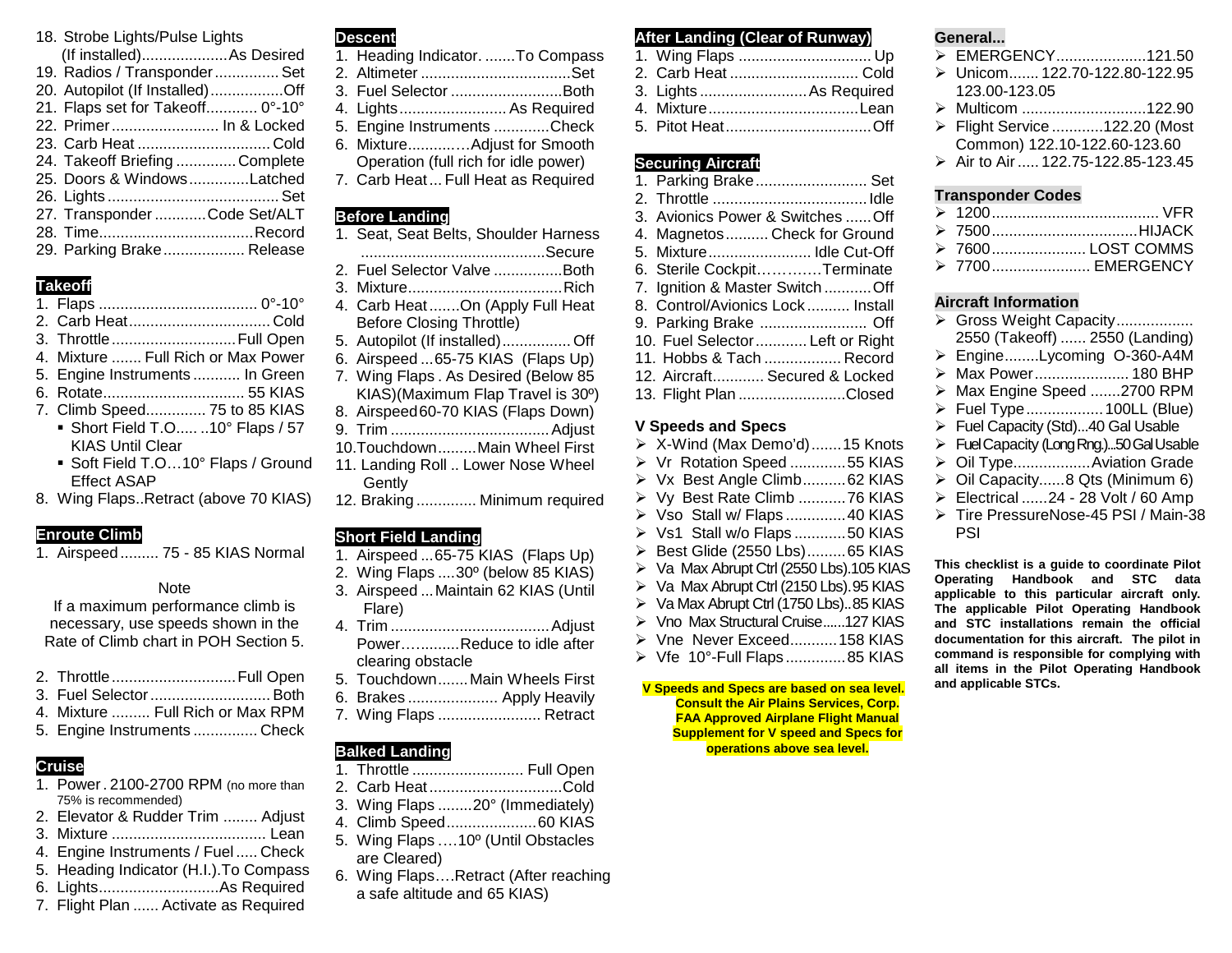18. Strobe Lights/Pulse Lights (If installed)....................As Desired
19. Radios / Transponder ............... Set
20. Autopilot (If Installed).................Off
21. Flaps set for Takeoff............ 0°-10°
22. Primer ......................... In & Locked
23. Carb Heat ............................... Cold
24. Takeoff Briefing .............. Complete
25. Doors & Windows.............Latched
26. Lights ........................................ Set
27. Transponder ............Code Set/ALT
28. Time....................................Record
29. Parking Brake ................... Release

## Takeoff

1. Flaps ..................................... 0°-10°
2. Carb Heat................................ Cold
3. Throttle ............................ Full Open
4. Mixture ....... Full Rich or Max Power
5. Engine Instruments ........... In Green
6. Rotate................................. 55 KIAS
7. Climb Speed.............. 75 to 85 KIAS
   - Short Field T.O..... ..10° Flaps / 57 KIAS Until Clear
   - Soft Field T.O…10° Flaps / Ground Effect ASAP
8. Wing Flaps..Retract (above 70 KIAS)

## Enroute Climb

1. Airspeed ......... 75 - 85 KIAS Normal

Note

If a maximum performance climb is necessary, use speeds shown in the Rate of Climb chart in POH Section 5.

2. Throttle ............................ Full Open
3. Fuel Selector ............................ Both
4. Mixture ......... Full Rich or Max RPM
5. Engine Instruments ............... Check

## Cruise

1. Power . 2100-2700 RPM (no more than 75% is recommended)
2. Elevator & Rudder Trim ........ Adjust
3. Mixture .................................... Lean
4. Engine Instruments / Fuel ..... Check
5. Heading Indicator (H.I.).To Compass
6. Lights............................As Required
7. Flight Plan ...... Activate as Required

## Descent

1. Heading Indicator. .......To Compass
2. Altimeter ...................................Set
3. Fuel Selector ..........................Both
4. Lights......................... As Required
5. Engine Instruments .............Check
6. Mixture.............Adjust for Smooth Operation (full rich for idle power)
7. Carb Heat ... Full Heat as Required

## Before Landing

1. Seat, Seat Belts, Shoulder Harness ...........................................Secure
2. Fuel Selector Valve ................Both
3. Mixture....................................Rich
4. Carb Heat.......On (Apply Full Heat Before Closing Throttle)
5. Autopilot (If installed)................ Off
6. Airspeed ... 65-75 KIAS (Flaps Up)
7. Wing Flaps . As Desired (Below 85 KIAS)(Maximum Flap Travel is 30º)
8. Airspeed 60-70 KIAS (Flaps Down)
9. Trim ..................................... Adjust
10. Touchdown.........Main Wheel First
11. Landing Roll .. Lower Nose Wheel Gently
12. Braking .............. Minimum required

## Short Field Landing

1. Airspeed ... 65-75 KIAS (Flaps Up)
2. Wing Flaps ....30º (below 85 KIAS)
3. Airspeed ... Maintain 62 KIAS (Until Flare)
4. Trim ..................................... Adjust
   Power…..........Reduce to idle after clearing obstacle
5. Touchdown.......Main Wheels First
6. Brakes ..................... Apply Heavily
7. Wing Flaps ........................ Retract

## Balked Landing

1. Throttle .......................... Full Open
2. Carb Heat...............................Cold
3. Wing Flaps ........20º (Immediately)
4. Climb Speed.....................60 KIAS
5. Wing Flaps ….10º (Until Obstacles are Cleared)
6. Wing Flaps….Retract (After reaching a safe altitude and 65 KIAS)

## After Landing (Clear of Runway)

1. Wing Flaps ............................... Up
2. Carb Heat .............................. Cold
3. Lights ......................... As Required
4. Mixture...................................Lean
5. Pitot Heat..................................Off

## Securing Aircraft

1. Parking Brake .......................... Set
2. Throttle .................................... Idle
3. Avionics Power & Switches ......Off
4. Magnetos.......... Check for Ground
5. Mixture........................ Idle Cut-Off
6. Sterile Cockpit…………Terminate
7. Ignition & Master Switch ...........Off
8. Control/Avionics Lock .......... Install
9. Parking Brake ......................... Off
10. Fuel Selector............ Left or Right
11. Hobbs & Tach .................. Record
12. Aircraft............ Secured & Locked
13. Flight Plan .........................Closed

## V Speeds and Specs

- X-Wind (Max Demo'd) .......15 Knots
- Vr Rotation Speed .............55 KIAS
- Vx Best Angle Climb..........62 KIAS
- Vy Best Rate Climb ...........76 KIAS
- Vso Stall w/ Flaps ..............40 KIAS
- Vs1 Stall w/o Flaps ............50 KIAS
- Best Glide (2550 Lbs).........65 KIAS
- Va Max Abrupt Ctrl (2550 Lbs).105 KIAS
- Va Max Abrupt Ctrl (2150 Lbs).95 KIAS
- Va Max Abrupt Ctrl (1750 Lbs)..85 KIAS
- Vno Max Structural Cruise......127 KIAS
- Vne Never Exceed...........158 KIAS
- Vfe 10°-Full Flaps..............85 KIAS

**V Speeds and Specs are based on sea level. Consult the Air Plains Services, Corp. FAA Approved Airplane Flight Manual Supplement for V speed and Specs for operations above sea level.**

## General...

- EMERGENCY.....................121.50
- Unicom....... 122.70-122.80-122.95 123.00-123.05
- Multicom .............................122.90
- Flight Service ............122.20 (Most Common) 122.10-122.60-123.60
- Air to Air ..... 122.75-122.85-123.45

## Transponder Codes

- 1200....................................... VFR
- 7500..................................HIJACK
- 7600...................... LOST COMMS
- 7700....................... EMERGENCY

## Aircraft Information

- Gross Weight Capacity.................. 2550 (Takeoff) ...... 2550 (Landing)
- Engine........Lycoming O-360-A4M
- Max Power...................... 180 BHP
- Max Engine Speed .......2700 RPM
- Fuel Type ..................100LL (Blue)
- Fuel Capacity (Std)...40 Gal Usable
- Fuel Capacity (Long Rng.)...50 Gal Usable
- Oil Type..................Aviation Grade
- Oil Capacity......8 Qts (Minimum 6)
- Electrical ......24 - 28 Volt / 60 Amp
- Tire PressureNose-45 PSI / Main-38 PSI

**This checklist is a guide to coordinate Pilot Operating Handbook and STC data applicable to this particular aircraft only. The applicable Pilot Operating Handbook and STC installations remain the official documentation for this aircraft. The pilot in command is responsible for complying with all items in the Pilot Operating Handbook and applicable STCs.**